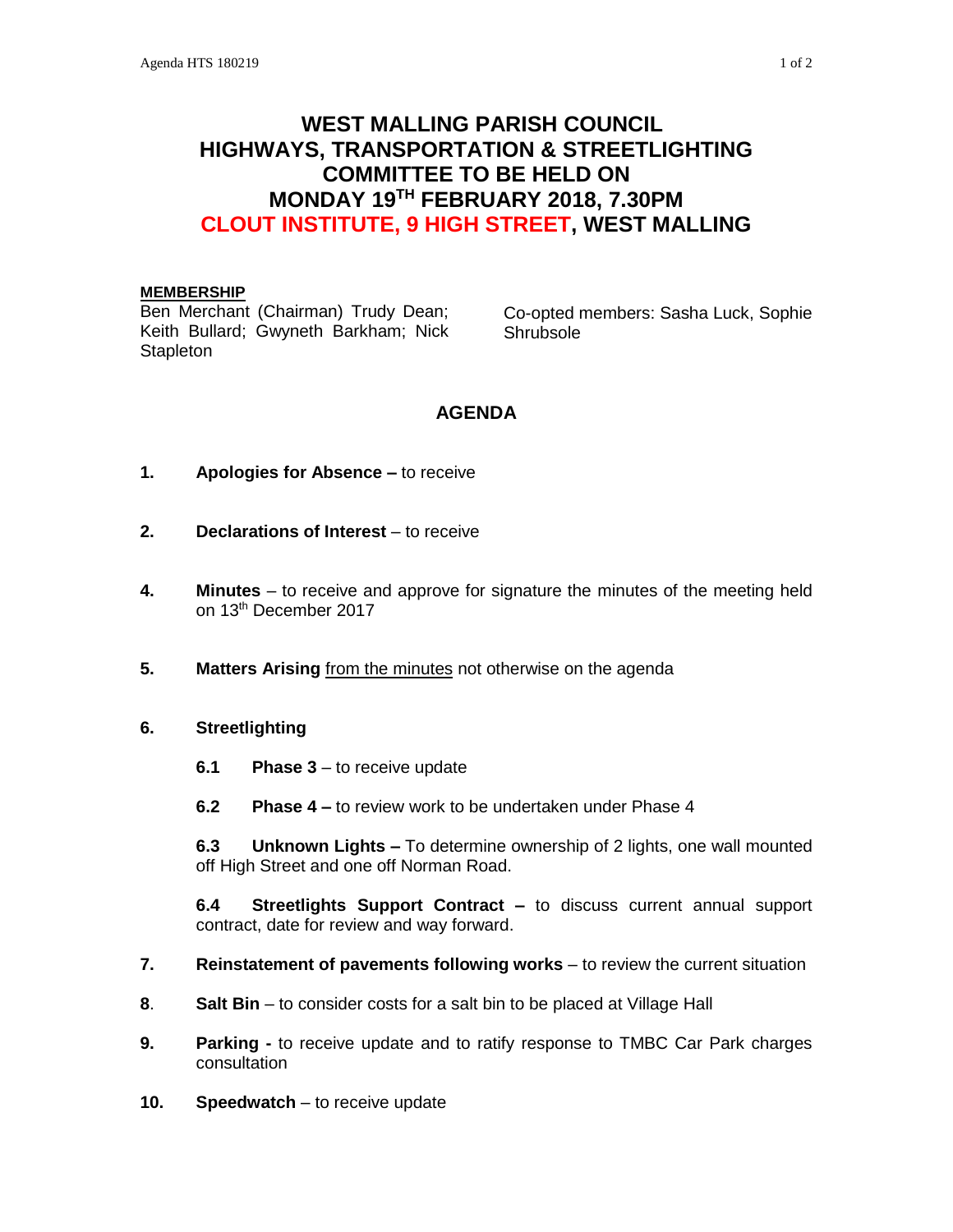# WEST MALLING PARISH COUNCIL
# HIGHWAYS, TRANSPORTATION & STREETLIGHTING COMMITTEE TO BE HELD ON MONDAY 19TH FEBRUARY 2018, 7.30PM
# CLOUT INSTITUTE, 9 HIGH STREET, WEST MALLING

**MEMBERSHIP**

Ben Merchant (Chairman) Trudy Dean; Keith Bullard; Gwyneth Barkham; Nick Stapleton

Co-opted members: Sasha Luck, Sophie Shrubsole

## AGENDA

**1. Apologies for Absence –** to receive

**2. Declarations of Interest** – to receive

**4. Minutes** – to receive and approve for signature the minutes of the meeting held on 13th December 2017

**5. Matters Arising** from the minutes not otherwise on the agenda

**6. Streetlighting**

- **6.1 Phase 3** – to receive update
- **6.2 Phase 4 –** to review work to be undertaken under Phase 4
- **6.3 Unknown Lights –** To determine ownership of 2 lights, one wall mounted off High Street and one off Norman Road.
- **6.4 Streetlights Support Contract –** to discuss current annual support contract, date for review and way forward.

**7. Reinstatement of pavements following works** – to review the current situation

**8. Salt Bin** – to consider costs for a salt bin to be placed at Village Hall

**9. Parking -** to receive update and to ratify response to TMBC Car Park charges consultation

**10. Speedwatch** – to receive update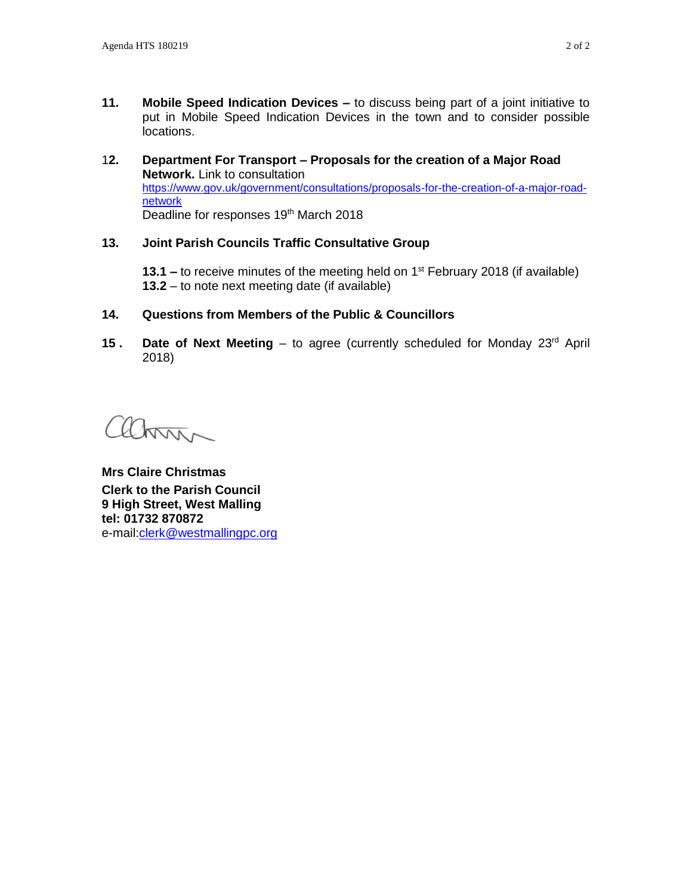**11.** **Mobile Speed Indication Devices –** to discuss being part of a joint initiative to put in Mobile Speed Indication Devices in the town and to consider possible locations.

**12.** **Department For Transport – Proposals for the creation of a Major Road Network.** Link to consultation
https://www.gov.uk/government/consultations/proposals-for-the-creation-of-a-major-road-network
Deadline for responses 19th March 2018

**13.** **Joint Parish Councils Traffic Consultative Group**

**13.1 –** to receive minutes of the meeting held on 1st February 2018 (if available)
**13.2** – to note next meeting date (if available)

**14.** **Questions from Members of the Public & Councillors**

**15 .** **Date of Next Meeting** – to agree (currently scheduled for Monday 23rd April 2018)

**Mrs Claire Christmas**
**Clerk to the Parish Council**
**9 High Street, West Malling**
**tel: 01732 870872**
e-mail:clerk@westmallingpc.org